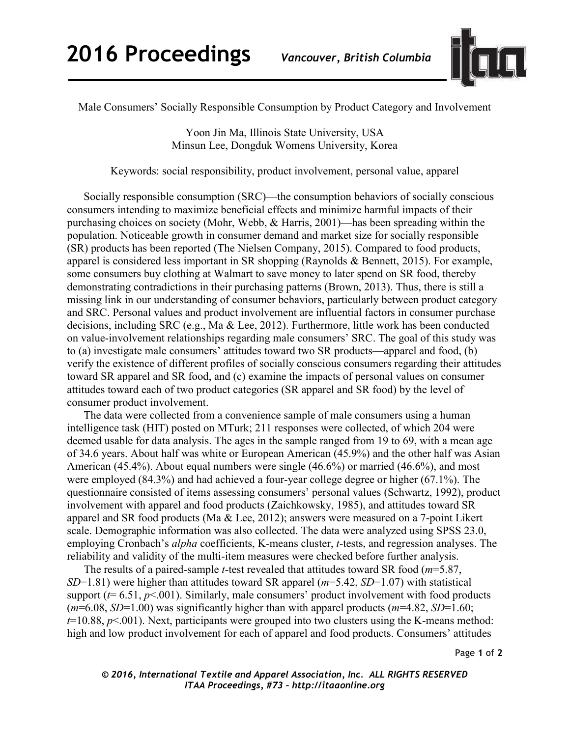Male Consumers' Socially Responsible Consumption by Product Category and Involvement

Yoon Jin Ma, Illinois State University, USA
Minsun Lee, Dongduk Womens University, Korea

Keywords: social responsibility, product involvement, personal value, apparel

Socially responsible consumption (SRC)—the consumption behaviors of socially conscious consumers intending to maximize beneficial effects and minimize harmful impacts of their purchasing choices on society (Mohr, Webb, & Harris, 2001)—has been spreading within the population. Noticeable growth in consumer demand and market size for socially responsible (SR) products has been reported (The Nielsen Company, 2015). Compared to food products, apparel is considered less important in SR shopping (Raynolds & Bennett, 2015). For example, some consumers buy clothing at Walmart to save money to later spend on SR food, thereby demonstrating contradictions in their purchasing patterns (Brown, 2013). Thus, there is still a missing link in our understanding of consumer behaviors, particularly between product category and SRC. Personal values and product involvement are influential factors in consumer purchase decisions, including SRC (e.g., Ma & Lee, 2012). Furthermore, little work has been conducted on value-involvement relationships regarding male consumers' SRC. The goal of this study was to (a) investigate male consumers' attitudes toward two SR products—apparel and food, (b) verify the existence of different profiles of socially conscious consumers regarding their attitudes toward SR apparel and SR food, and (c) examine the impacts of personal values on consumer attitudes toward each of two product categories (SR apparel and SR food) by the level of consumer product involvement.

The data were collected from a convenience sample of male consumers using a human intelligence task (HIT) posted on MTurk; 211 responses were collected, of which 204 were deemed usable for data analysis. The ages in the sample ranged from 19 to 69, with a mean age of 34.6 years. About half was white or European American (45.9%) and the other half was Asian American (45.4%). About equal numbers were single (46.6%) or married (46.6%), and most were employed (84.3%) and had achieved a four-year college degree or higher (67.1%). The questionnaire consisted of items assessing consumers' personal values (Schwartz, 1992), product involvement with apparel and food products (Zaichkowsky, 1985), and attitudes toward SR apparel and SR food products (Ma & Lee, 2012); answers were measured on a 7-point Likert scale. Demographic information was also collected. The data were analyzed using SPSS 23.0, employing Cronbach's *alpha* coefficients, K-means cluster, *t*-tests, and regression analyses. The reliability and validity of the multi-item measures were checked before further analysis.

The results of a paired-sample *t*-test revealed that attitudes toward SR food ($m$=5.87, $SD$=1.81) were higher than attitudes toward SR apparel ($m$=5.42, $SD$=1.07) with statistical support ($t$= 6.51, $p$<.001). Similarly, male consumers' product involvement with food products ($m$=6.08, $SD$=1.00) was significantly higher than with apparel products ($m$=4.82, $SD$=1.60; $t$=10.88, $p$<.001). Next, participants were grouped into two clusters using the K-means method: high and low product involvement for each of apparel and food products. Consumers' attitudes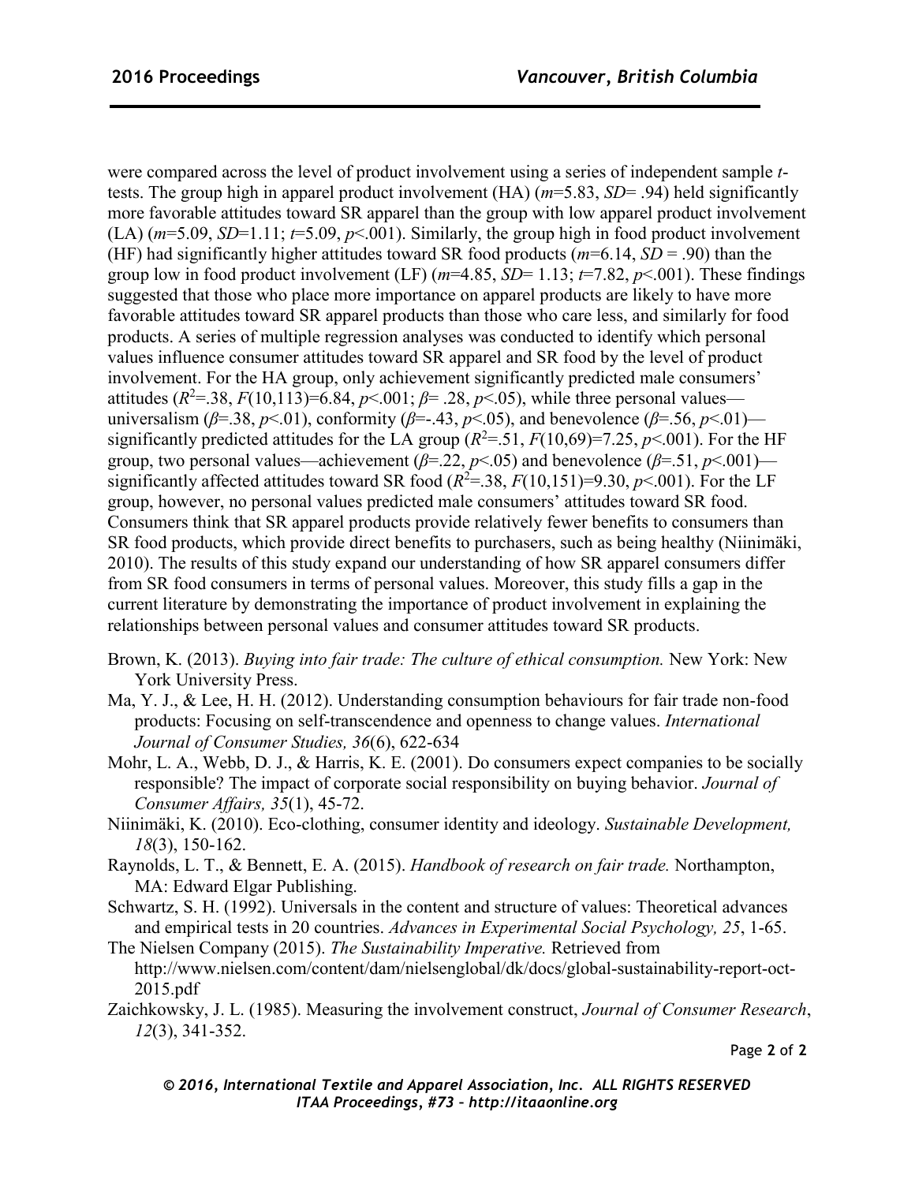were compared across the level of product involvement using a series of independent sample *t*-tests. The group high in apparel product involvement (HA) ($m$=5.83, $SD$= .94) held significantly more favorable attitudes toward SR apparel than the group with low apparel product involvement (LA) ($m$=5.09, $SD$=1.11; $t$=5.09, $p$<.001). Similarly, the group high in food product involvement (HF) had significantly higher attitudes toward SR food products ($m$=6.14, $SD$ = .90) than the group low in food product involvement (LF) ($m$=4.85, $SD$= 1.13; $t$=7.82, $p$<.001). These findings suggested that those who place more importance on apparel products are likely to have more favorable attitudes toward SR apparel products than those who care less, and similarly for food products. A series of multiple regression analyses was conducted to identify which personal values influence consumer attitudes toward SR apparel and SR food by the level of product involvement. For the HA group, only achievement significantly predicted male consumers' attitudes ($R^2$=.38, $F$(10,113)=6.84, $p$<.001; $\beta$= .28, $p$<.05), while three personal values—universalism ($\beta$=.38, $p$<.01), conformity ($\beta$=-.43, $p$<.05), and benevolence ($\beta$=.56, $p$<.01)—significantly predicted attitudes for the LA group ($R^2$=.51, $F$(10,69)=7.25, $p$<.001). For the HF group, two personal values—achievement ($\beta$=.22, $p$<.05) and benevolence ($\beta$=.51, $p$<.001)—significantly affected attitudes toward SR food ($R^2$=.38, $F$(10,151)=9.30, $p$<.001). For the LF group, however, no personal values predicted male consumers' attitudes toward SR food. Consumers think that SR apparel products provide relatively fewer benefits to consumers than SR food products, which provide direct benefits to purchasers, such as being healthy (Niinimäki, 2010). The results of this study expand our understanding of how SR apparel consumers differ from SR food consumers in terms of personal values. Moreover, this study fills a gap in the current literature by demonstrating the importance of product involvement in explaining the relationships between personal values and consumer attitudes toward SR products.

Brown, K. (2013). *Buying into fair trade: The culture of ethical consumption.* New York: New York University Press.

Ma, Y. J., & Lee, H. H. (2012). Understanding consumption behaviours for fair trade non-food products: Focusing on self-transcendence and openness to change values. *International Journal of Consumer Studies, 36*(6), 622-634

Mohr, L. A., Webb, D. J., & Harris, K. E. (2001). Do consumers expect companies to be socially responsible? The impact of corporate social responsibility on buying behavior. *Journal of Consumer Affairs, 35*(1), 45-72.

Niinimäki, K. (2010). Eco-clothing, consumer identity and ideology. *Sustainable Development, 18*(3), 150-162.

Raynolds, L. T., & Bennett, E. A. (2015). *Handbook of research on fair trade.* Northampton, MA: Edward Elgar Publishing.

Schwartz, S. H. (1992). Universals in the content and structure of values: Theoretical advances and empirical tests in 20 countries. *Advances in Experimental Social Psychology, 25*, 1-65.

The Nielsen Company (2015). *The Sustainability Imperative.* Retrieved from http://www.nielsen.com/content/dam/nielsenglobal/dk/docs/global-sustainability-report-oct-2015.pdf

Zaichkowsky, J. L. (1985). Measuring the involvement construct, *Journal of Consumer Research*, *12*(3), 341-352.